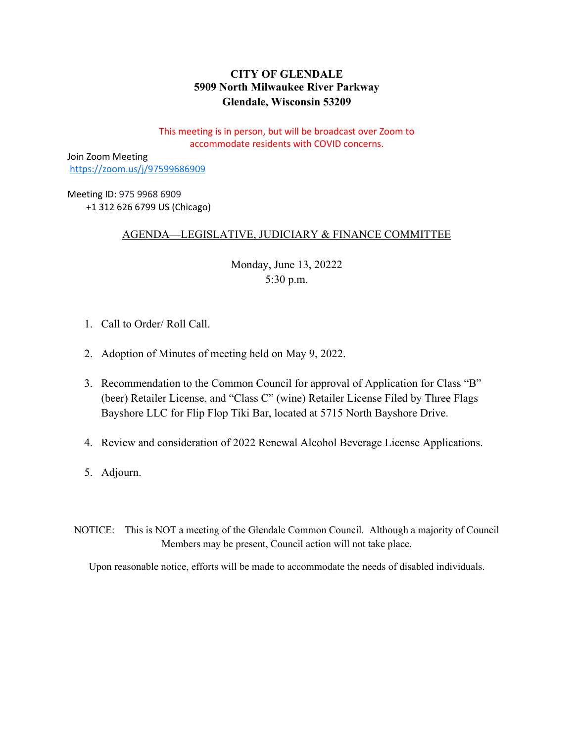**CITY OF GLENDALE**
**5909 North Milwaukee River Parkway**
**Glendale, Wisconsin 53209**

This meeting is in person, but will be broadcast over Zoom to accommodate residents with COVID concerns.

Join Zoom Meeting
https://zoom.us/j/97599686909

Meeting ID: 975 9968 6909
+1 312 626 6799 US (Chicago)

AGENDA—LEGISLATIVE, JUDICIARY & FINANCE COMMITTEE

Monday, June 13, 20222
5:30 p.m.

1. Call to Order/ Roll Call.

2. Adoption of Minutes of meeting held on May 9, 2022.

3. Recommendation to the Common Council for approval of Application for Class "B" (beer) Retailer License, and "Class C" (wine) Retailer License Filed by Three Flags Bayshore LLC for Flip Flop Tiki Bar, located at 5715 North Bayshore Drive.

4. Review and consideration of 2022 Renewal Alcohol Beverage License Applications.

5. Adjourn.

NOTICE: This is NOT a meeting of the Glendale Common Council. Although a majority of Council Members may be present, Council action will not take place.

Upon reasonable notice, efforts will be made to accommodate the needs of disabled individuals.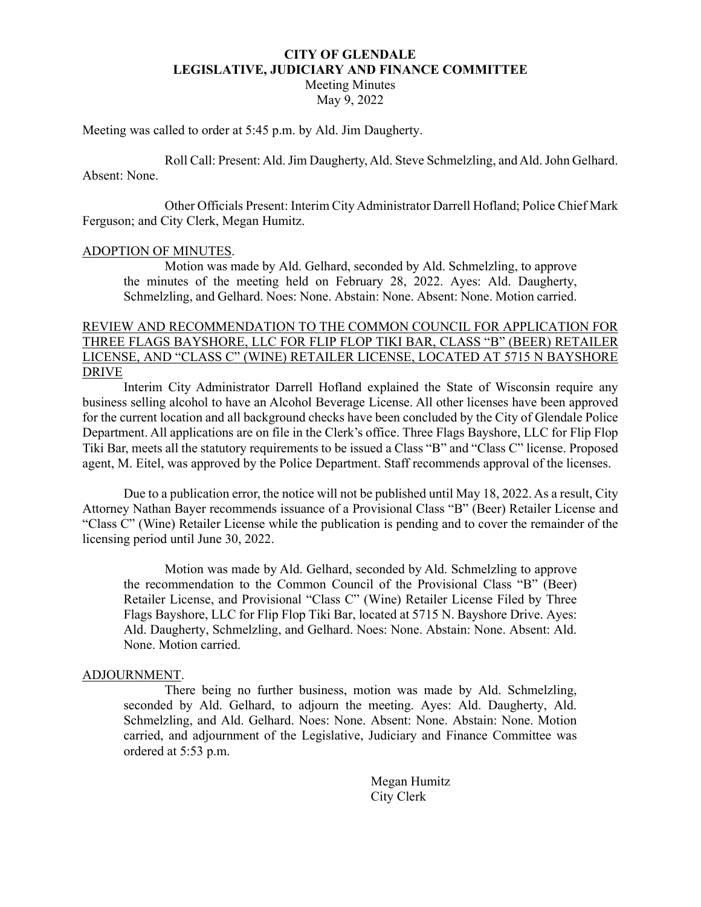**CITY OF GLENDALE**
**LEGISLATIVE, JUDICIARY AND FINANCE COMMITTEE**
Meeting Minutes
May 9, 2022

Meeting was called to order at 5:45 p.m. by Ald. Jim Daugherty.

Roll Call: Present: Ald. Jim Daugherty, Ald. Steve Schmelzling, and Ald. John Gelhard. Absent: None.

Other Officials Present: Interim City Administrator Darrell Hofland; Police Chief Mark Ferguson; and City Clerk, Megan Humitz.

ADOPTION OF MINUTES.

Motion was made by Ald. Gelhard, seconded by Ald. Schmelzling, to approve the minutes of the meeting held on February 28, 2022. Ayes: Ald. Daugherty, Schmelzling, and Gelhard. Noes: None. Abstain: None. Absent: None. Motion carried.

REVIEW AND RECOMMENDATION TO THE COMMON COUNCIL FOR APPLICATION FOR THREE FLAGS BAYSHORE, LLC FOR FLIP FLOP TIKI BAR, CLASS "B" (BEER) RETAILER LICENSE, AND "CLASS C" (WINE) RETAILER LICENSE, LOCATED AT 5715 N BAYSHORE DRIVE

Interim City Administrator Darrell Hofland explained the State of Wisconsin require any business selling alcohol to have an Alcohol Beverage License. All other licenses have been approved for the current location and all background checks have been concluded by the City of Glendale Police Department. All applications are on file in the Clerk's office. Three Flags Bayshore, LLC for Flip Flop Tiki Bar, meets all the statutory requirements to be issued a Class "B" and "Class C" license. Proposed agent, M. Eitel, was approved by the Police Department. Staff recommends approval of the licenses.

Due to a publication error, the notice will not be published until May 18, 2022. As a result, City Attorney Nathan Bayer recommends issuance of a Provisional Class "B" (Beer) Retailer License and "Class C" (Wine) Retailer License while the publication is pending and to cover the remainder of the licensing period until June 30, 2022.

Motion was made by Ald. Gelhard, seconded by Ald. Schmelzling to approve the recommendation to the Common Council of the Provisional Class "B" (Beer) Retailer License, and Provisional "Class C" (Wine) Retailer License Filed by Three Flags Bayshore, LLC for Flip Flop Tiki Bar, located at 5715 N. Bayshore Drive. Ayes: Ald. Daugherty, Schmelzling, and Gelhard. Noes: None. Abstain: None. Absent: Ald. None. Motion carried.

ADJOURNMENT.

There being no further business, motion was made by Ald. Schmelzling, seconded by Ald. Gelhard, to adjourn the meeting. Ayes: Ald. Daugherty, Ald. Schmelzling, and Ald. Gelhard. Noes: None. Absent: None. Abstain: None. Motion carried, and adjournment of the Legislative, Judiciary and Finance Committee was ordered at 5:53 p.m.

Megan Humitz
City Clerk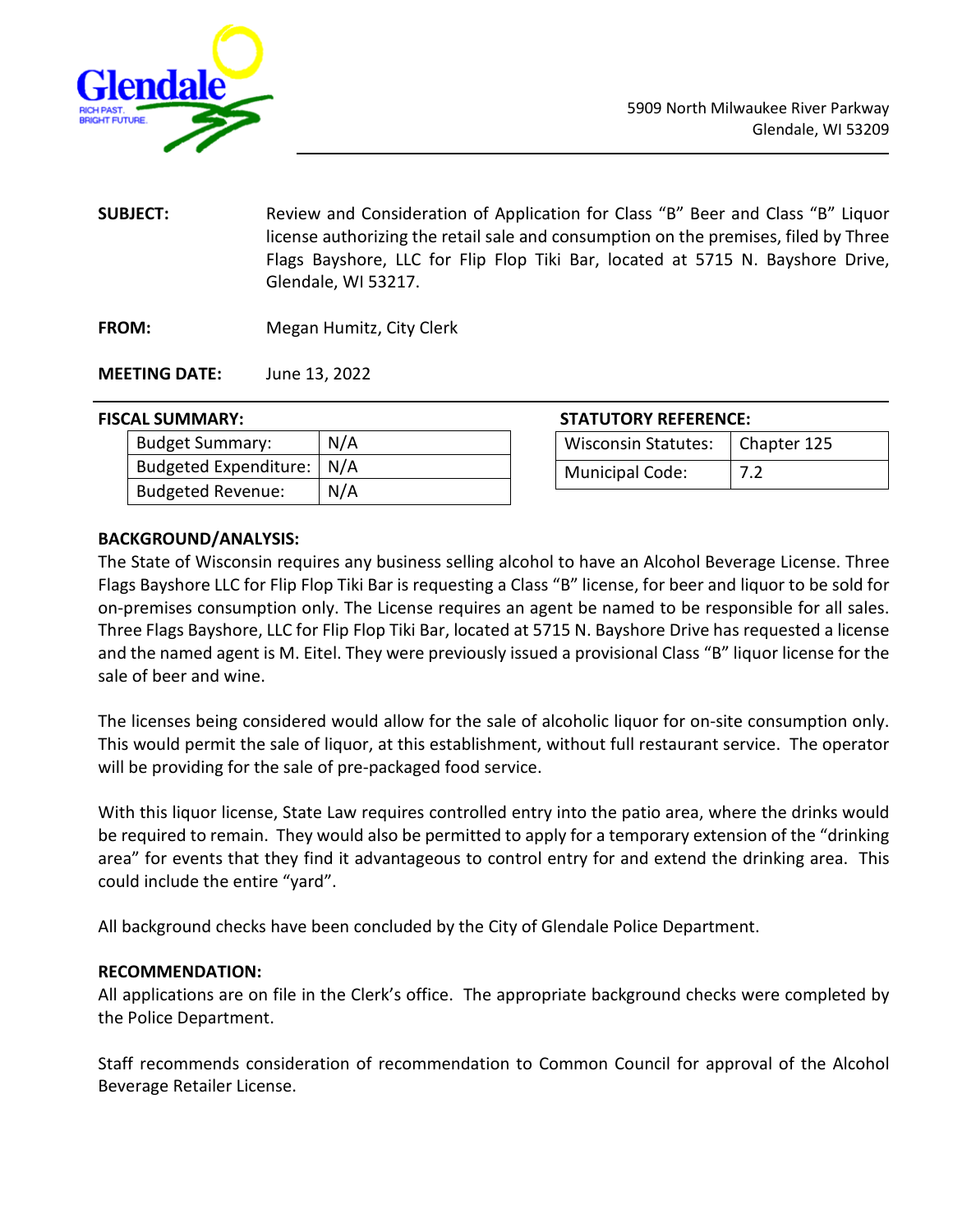Glendale
RICH PAST. BRIGHT FUTURE.

5909 North Milwaukee River Parkway
Glendale, WI 53209

**SUBJECT:** Review and Consideration of Application for Class "B" Beer and Class "B" Liquor license authorizing the retail sale and consumption on the premises, filed by Three Flags Bayshore, LLC for Flip Flop Tiki Bar, located at 5715 N. Bayshore Drive, Glendale, WI 53217.

**FROM:** Megan Humitz, City Clerk

**MEETING DATE:** June 13, 2022

**FISCAL SUMMARY:**

| Budget Summary: | N/A |
|---|---|
| Budgeted Expenditure: | N/A |
| Budgeted Revenue: | N/A |

**STATUTORY REFERENCE:**

| Wisconsin Statutes: | Chapter 125 |
|---|---|
| Municipal Code: | 7.2 |

**BACKGROUND/ANALYSIS:**

The State of Wisconsin requires any business selling alcohol to have an Alcohol Beverage License. Three Flags Bayshore LLC for Flip Flop Tiki Bar is requesting a Class "B" license, for beer and liquor to be sold for on-premises consumption only. The License requires an agent be named to be responsible for all sales. Three Flags Bayshore, LLC for Flip Flop Tiki Bar, located at 5715 N. Bayshore Drive has requested a license and the named agent is M. Eitel. They were previously issued a provisional Class "B" liquor license for the sale of beer and wine.

The licenses being considered would allow for the sale of alcoholic liquor for on-site consumption only. This would permit the sale of liquor, at this establishment, without full restaurant service. The operator will be providing for the sale of pre-packaged food service.

With this liquor license, State Law requires controlled entry into the patio area, where the drinks would be required to remain. They would also be permitted to apply for a temporary extension of the "drinking area" for events that they find it advantageous to control entry for and extend the drinking area. This could include the entire "yard".

All background checks have been concluded by the City of Glendale Police Department.

**RECOMMENDATION:**

All applications are on file in the Clerk's office. The appropriate background checks were completed by the Police Department.

Staff recommends consideration of recommendation to Common Council for approval of the Alcohol Beverage Retailer License.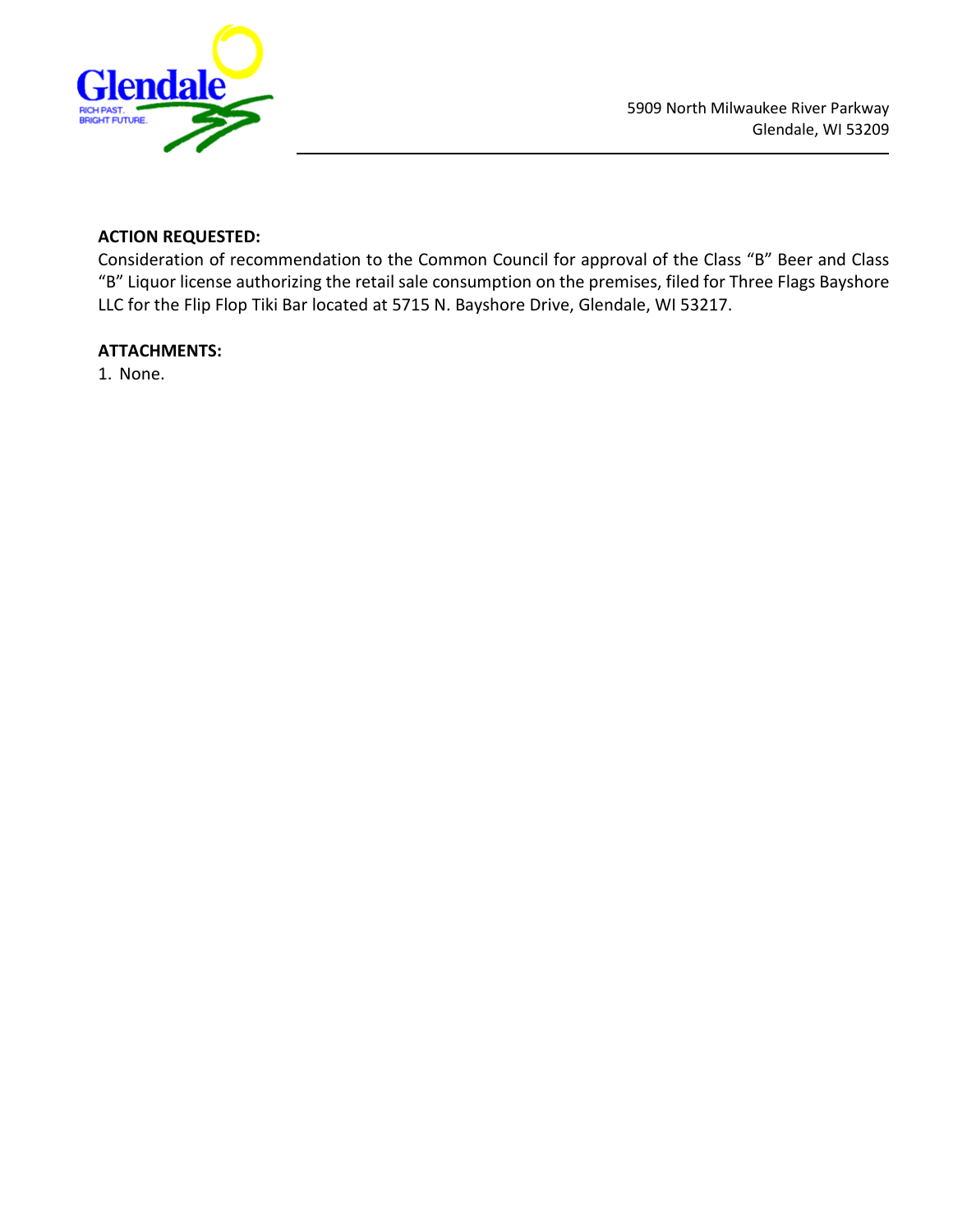5909 North Milwaukee River Parkway
Glendale, WI 53209

**ACTION REQUESTED:**

Consideration of recommendation to the Common Council for approval of the Class "B" Beer and Class "B" Liquor license authorizing the retail sale consumption on the premises, filed for Three Flags Bayshore LLC for the Flip Flop Tiki Bar located at 5715 N. Bayshore Drive, Glendale, WI 53217.

**ATTACHMENTS:**

1. None.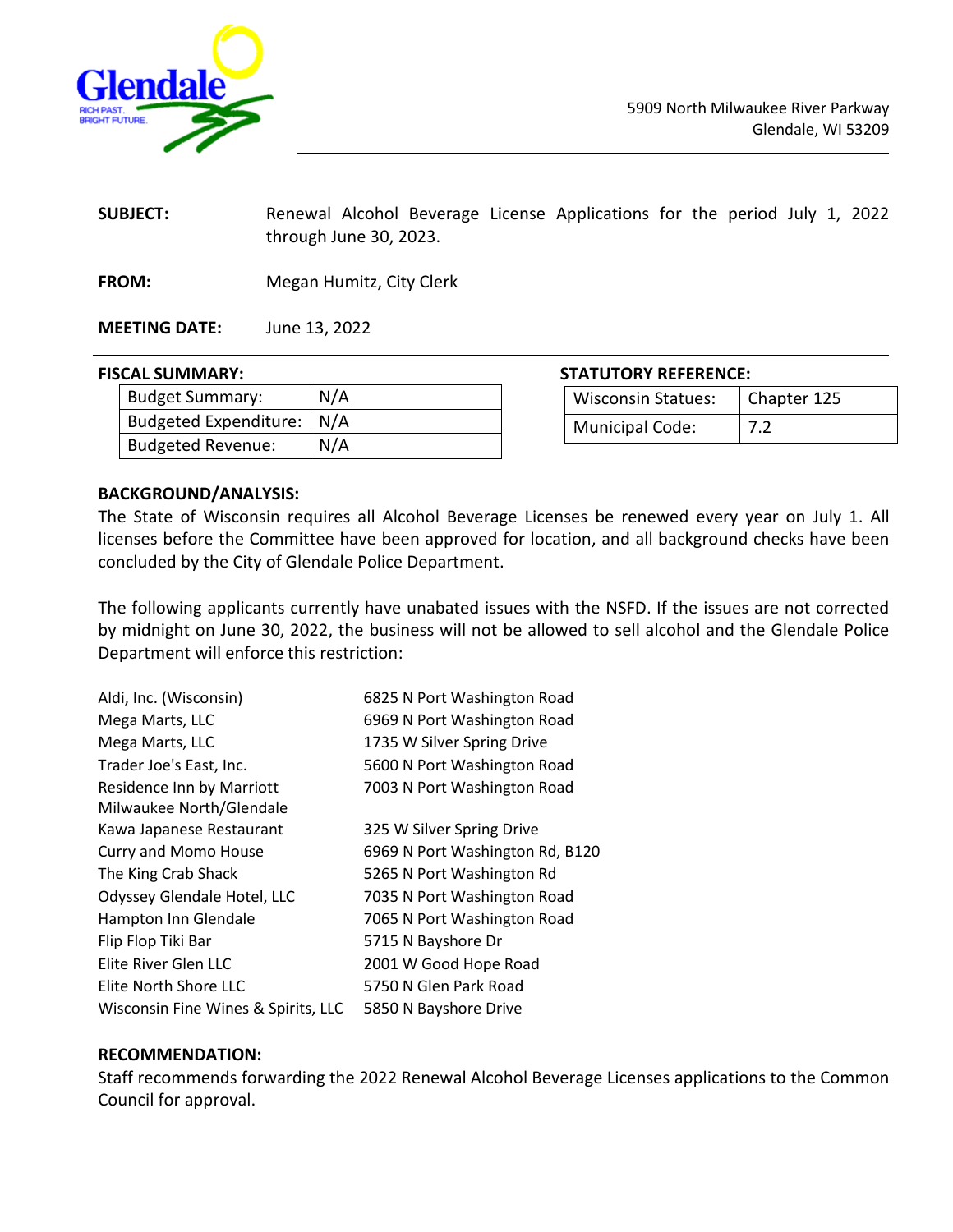Glendale
RICH PAST. BRIGHT FUTURE.

5909 North Milwaukee River Parkway
Glendale, WI 53209

**SUBJECT:** Renewal Alcohol Beverage License Applications for the period July 1, 2022 through June 30, 2023.

**FROM:** Megan Humitz, City Clerk

**MEETING DATE:** June 13, 2022

**FISCAL SUMMARY:**

| Budget Summary: | N/A |
|---|---|
| Budgeted Expenditure: | N/A |
| Budgeted Revenue: | N/A |

**STATUTORY REFERENCE:**

| Wisconsin Statues: | Chapter 125 |
|---|---|
| Municipal Code: | 7.2 |

**BACKGROUND/ANALYSIS:**

The State of Wisconsin requires all Alcohol Beverage Licenses be renewed every year on July 1. All licenses before the Committee have been approved for location, and all background checks have been concluded by the City of Glendale Police Department.

The following applicants currently have unabated issues with the NSFD. If the issues are not corrected by midnight on June 30, 2022, the business will not be allowed to sell alcohol and the Glendale Police Department will enforce this restriction:

| | |
|---|---|
| Aldi, Inc. (Wisconsin) | 6825 N Port Washington Road |
| Mega Marts, LLC | 6969 N Port Washington Road |
| Mega Marts, LLC | 1735 W Silver Spring Drive |
| Trader Joe's East, Inc. | 5600 N Port Washington Road |
| Residence Inn by Marriott Milwaukee North/Glendale | 7003 N Port Washington Road |
| Kawa Japanese Restaurant | 325 W Silver Spring Drive |
| Curry and Momo House | 6969 N Port Washington Rd, B120 |
| The King Crab Shack | 5265 N Port Washington Rd |
| Odyssey Glendale Hotel, LLC | 7035 N Port Washington Road |
| Hampton Inn Glendale | 7065 N Port Washington Road |
| Flip Flop Tiki Bar | 5715 N Bayshore Dr |
| Elite River Glen LLC | 2001 W Good Hope Road |
| Elite North Shore LLC | 5750 N Glen Park Road |
| Wisconsin Fine Wines & Spirits, LLC | 5850 N Bayshore Drive |

**RECOMMENDATION:**

Staff recommends forwarding the 2022 Renewal Alcohol Beverage Licenses applications to the Common Council for approval.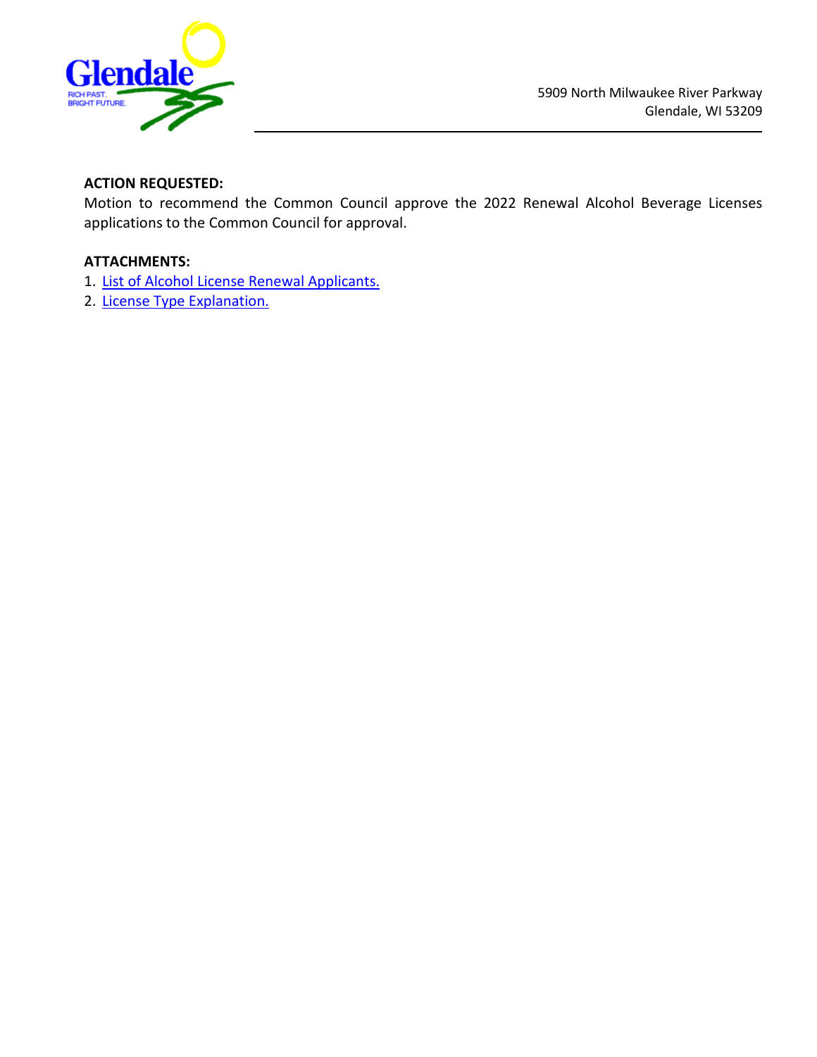5909 North Milwaukee River Parkway
Glendale, WI 53209

**ACTION REQUESTED:**
Motion to recommend the Common Council approve the 2022 Renewal Alcohol Beverage Licenses applications to the Common Council for approval.

**ATTACHMENTS:**
1. List of Alcohol License Renewal Applicants.
2. License Type Explanation.